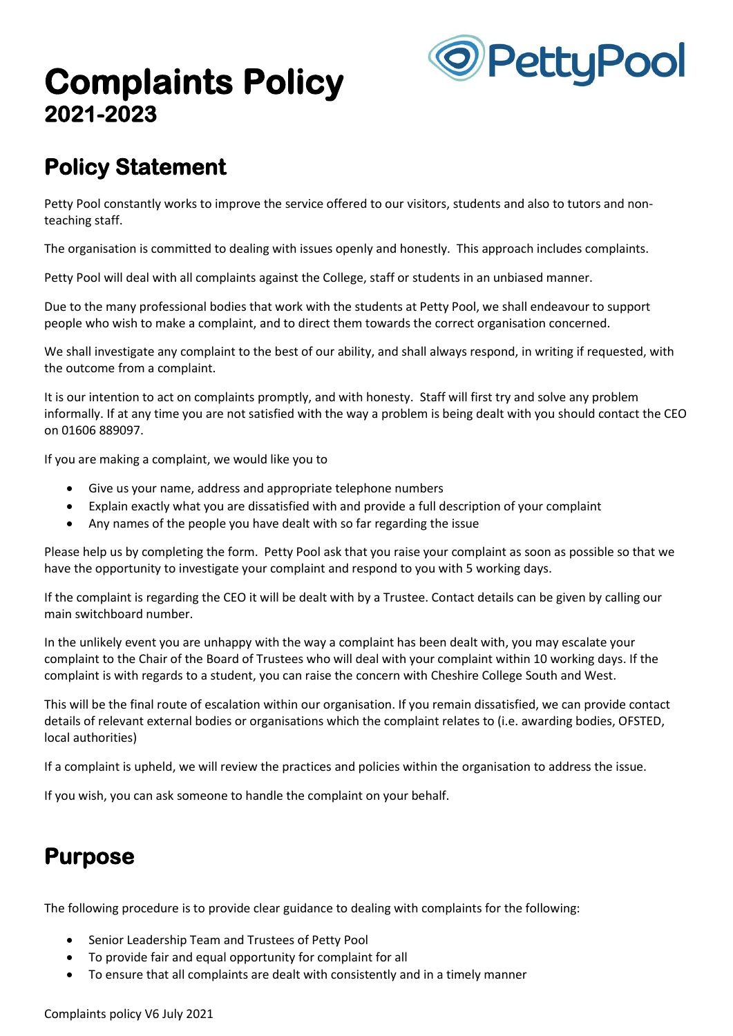# Complaints Policy
## 2021-2023

## Policy Statement

Petty Pool constantly works to improve the service offered to our visitors, students and also to tutors and non-teaching staff.

The organisation is committed to dealing with issues openly and honestly. This approach includes complaints.

Petty Pool will deal with all complaints against the College, staff or students in an unbiased manner.

Due to the many professional bodies that work with the students at Petty Pool, we shall endeavour to support people who wish to make a complaint, and to direct them towards the correct organisation concerned.

We shall investigate any complaint to the best of our ability, and shall always respond, in writing if requested, with the outcome from a complaint.

It is our intention to act on complaints promptly, and with honesty. Staff will first try and solve any problem informally. If at any time you are not satisfied with the way a problem is being dealt with you should contact the CEO on 01606 889097.

If you are making a complaint, we would like you to

- Give us your name, address and appropriate telephone numbers
- Explain exactly what you are dissatisfied with and provide a full description of your complaint
- Any names of the people you have dealt with so far regarding the issue

Please help us by completing the form. Petty Pool ask that you raise your complaint as soon as possible so that we have the opportunity to investigate your complaint and respond to you with 5 working days.

If the complaint is regarding the CEO it will be dealt with by a Trustee. Contact details can be given by calling our main switchboard number.

In the unlikely event you are unhappy with the way a complaint has been dealt with, you may escalate your complaint to the Chair of the Board of Trustees who will deal with your complaint within 10 working days. If the complaint is with regards to a student, you can raise the concern with Cheshire College South and West.

This will be the final route of escalation within our organisation. If you remain dissatisfied, we can provide contact details of relevant external bodies or organisations which the complaint relates to (i.e. awarding bodies, OFSTED, local authorities)

If a complaint is upheld, we will review the practices and policies within the organisation to address the issue.

If you wish, you can ask someone to handle the complaint on your behalf.

## Purpose

The following procedure is to provide clear guidance to dealing with complaints for the following:

- Senior Leadership Team and Trustees of Petty Pool
- To provide fair and equal opportunity for complaint for all
- To ensure that all complaints are dealt with consistently and in a timely manner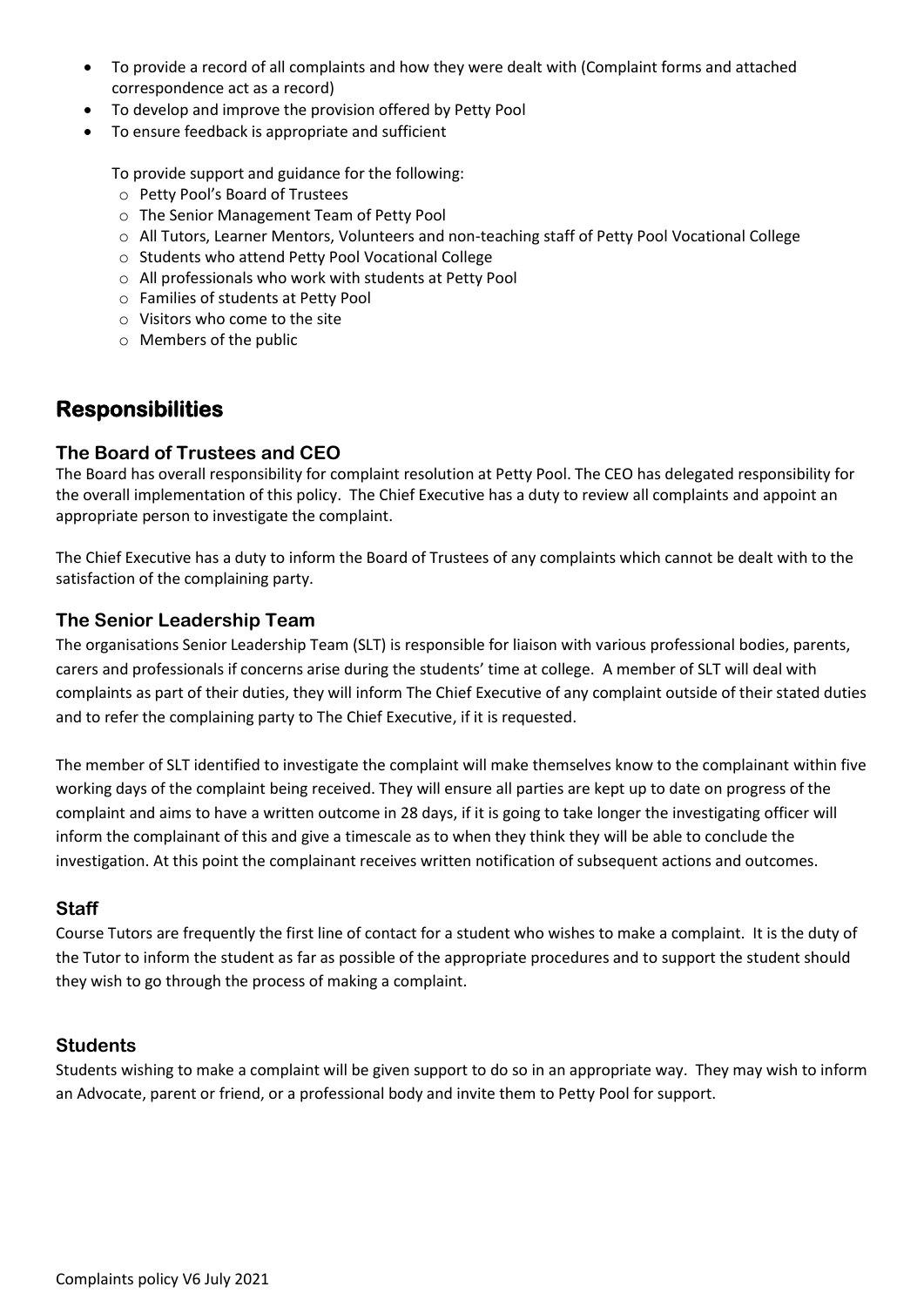- To provide a record of all complaints and how they were dealt with (Complaint forms and attached correspondence act as a record)
- To develop and improve the provision offered by Petty Pool
- To ensure feedback is appropriate and sufficient

  To provide support and guidance for the following:
  - Petty Pool's Board of Trustees
  - The Senior Management Team of Petty Pool
  - All Tutors, Learner Mentors, Volunteers and non-teaching staff of Petty Pool Vocational College
  - Students who attend Petty Pool Vocational College
  - All professionals who work with students at Petty Pool
  - Families of students at Petty Pool
  - Visitors who come to the site
  - Members of the public

## Responsibilities

### The Board of Trustees and CEO

The Board has overall responsibility for complaint resolution at Petty Pool. The CEO has delegated responsibility for the overall implementation of this policy. The Chief Executive has a duty to review all complaints and appoint an appropriate person to investigate the complaint.

The Chief Executive has a duty to inform the Board of Trustees of any complaints which cannot be dealt with to the satisfaction of the complaining party.

### The Senior Leadership Team

The organisations Senior Leadership Team (SLT) is responsible for liaison with various professional bodies, parents, carers and professionals if concerns arise during the students' time at college. A member of SLT will deal with complaints as part of their duties, they will inform The Chief Executive of any complaint outside of their stated duties and to refer the complaining party to The Chief Executive, if it is requested.

The member of SLT identified to investigate the complaint will make themselves know to the complainant within five working days of the complaint being received. They will ensure all parties are kept up to date on progress of the complaint and aims to have a written outcome in 28 days, if it is going to take longer the investigating officer will inform the complainant of this and give a timescale as to when they think they will be able to conclude the investigation. At this point the complainant receives written notification of subsequent actions and outcomes.

### Staff

Course Tutors are frequently the first line of contact for a student who wishes to make a complaint. It is the duty of the Tutor to inform the student as far as possible of the appropriate procedures and to support the student should they wish to go through the process of making a complaint.

### Students

Students wishing to make a complaint will be given support to do so in an appropriate way. They may wish to inform an Advocate, parent or friend, or a professional body and invite them to Petty Pool for support.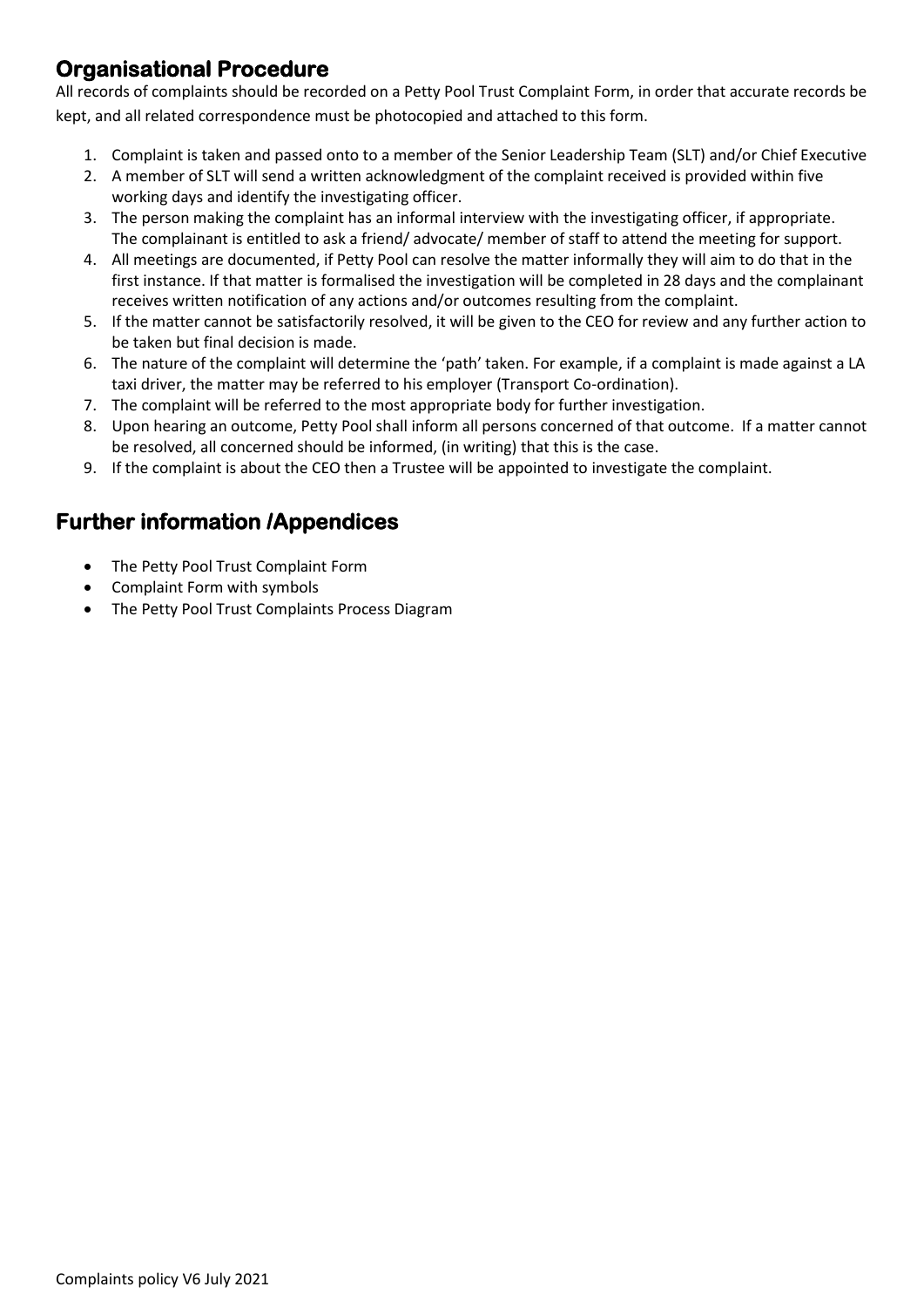## Organisational Procedure

All records of complaints should be recorded on a Petty Pool Trust Complaint Form, in order that accurate records be kept, and all related correspondence must be photocopied and attached to this form.

1. Complaint is taken and passed onto to a member of the Senior Leadership Team (SLT) and/or Chief Executive
2. A member of SLT will send a written acknowledgment of the complaint received is provided within five working days and identify the investigating officer.
3. The person making the complaint has an informal interview with the investigating officer, if appropriate. The complainant is entitled to ask a friend/ advocate/ member of staff to attend the meeting for support.
4. All meetings are documented, if Petty Pool can resolve the matter informally they will aim to do that in the first instance. If that matter is formalised the investigation will be completed in 28 days and the complainant receives written notification of any actions and/or outcomes resulting from the complaint.
5. If the matter cannot be satisfactorily resolved, it will be given to the CEO for review and any further action to be taken but final decision is made.
6. The nature of the complaint will determine the 'path' taken. For example, if a complaint is made against a LA taxi driver, the matter may be referred to his employer (Transport Co-ordination).
7. The complaint will be referred to the most appropriate body for further investigation.
8. Upon hearing an outcome, Petty Pool shall inform all persons concerned of that outcome. If a matter cannot be resolved, all concerned should be informed, (in writing) that this is the case.
9. If the complaint is about the CEO then a Trustee will be appointed to investigate the complaint.

## Further information /Appendices

- The Petty Pool Trust Complaint Form
- Complaint Form with symbols
- The Petty Pool Trust Complaints Process Diagram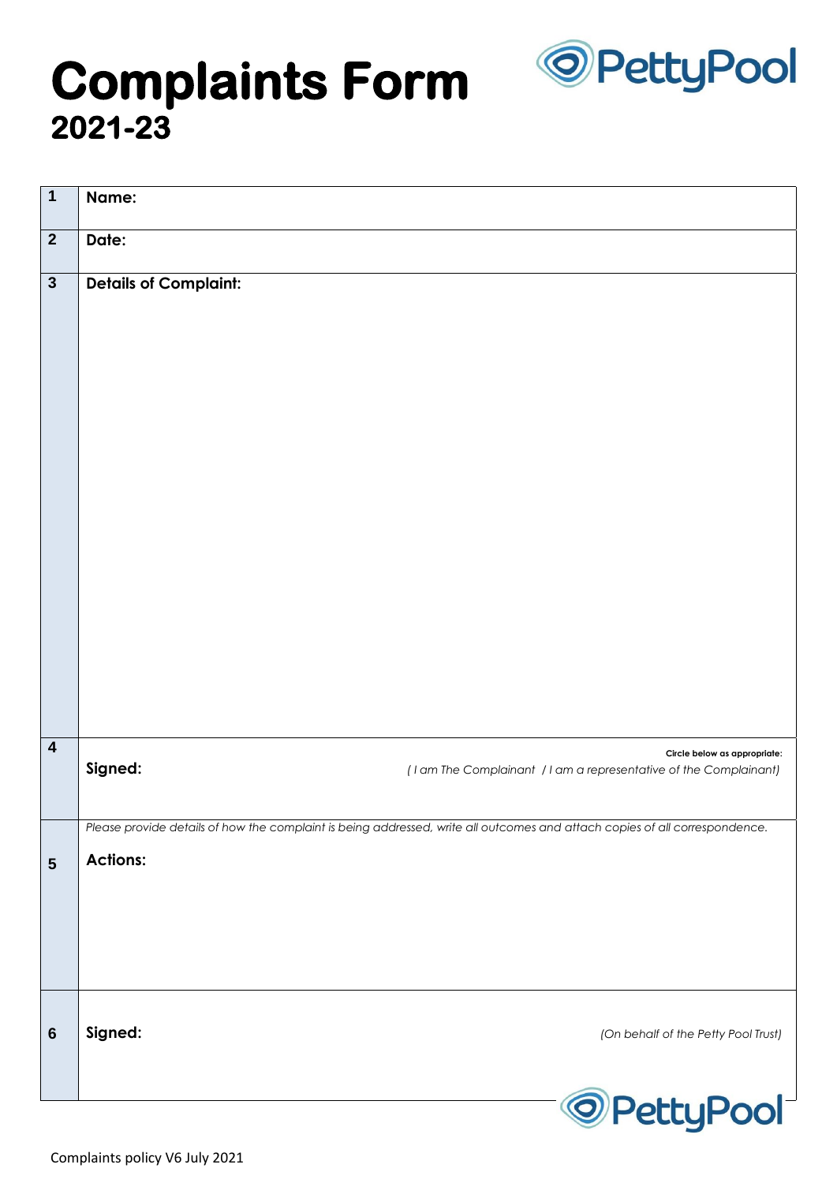# Complaints Form
## 2021-23

PettyPool

| | |
|---|---|
| 1 | **Name:** |
| 2 | **Date:** |
| 3 | **Details of Complaint:** |
| 4 | **Signed:** Circle below as appropriate: *( I am The Complainant / I am a representative of the Complainant)* |
| 5 | *Please provide details of how the complaint is being addressed, write all outcomes and attach copies of all correspondence.* **Actions:** |
| 6 | **Signed:** *(On behalf of the Petty Pool Trust)* |

PettyPool

Complaints policy V6 July 2021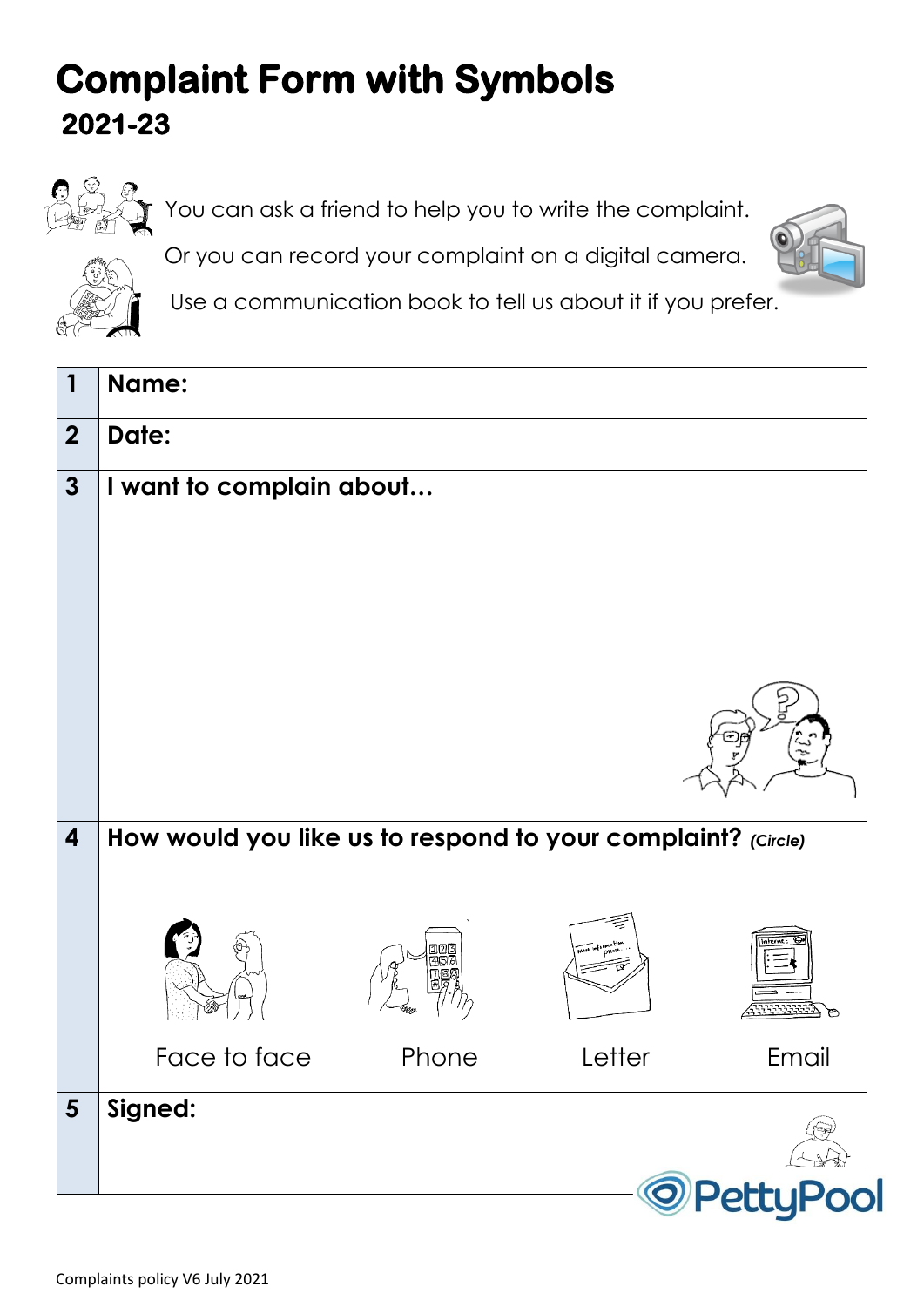# Complaint Form with Symbols

## 2021-23

You can ask a friend to help you to write the complaint.

Or you can record your complaint on a digital camera.

Use a communication book to tell us about it if you prefer.

| | |
|---|---|
| **1** | **Name:** |
| **2** | **Date:** |
| **3** | **I want to complain about…** |
| **4** | **How would you like us to respond to your complaint?** ***(Circle)***<br><br>Face to face Phone Letter Email |
| **5** | **Signed:** |

PettyPool

Complaints policy V6 July 2021